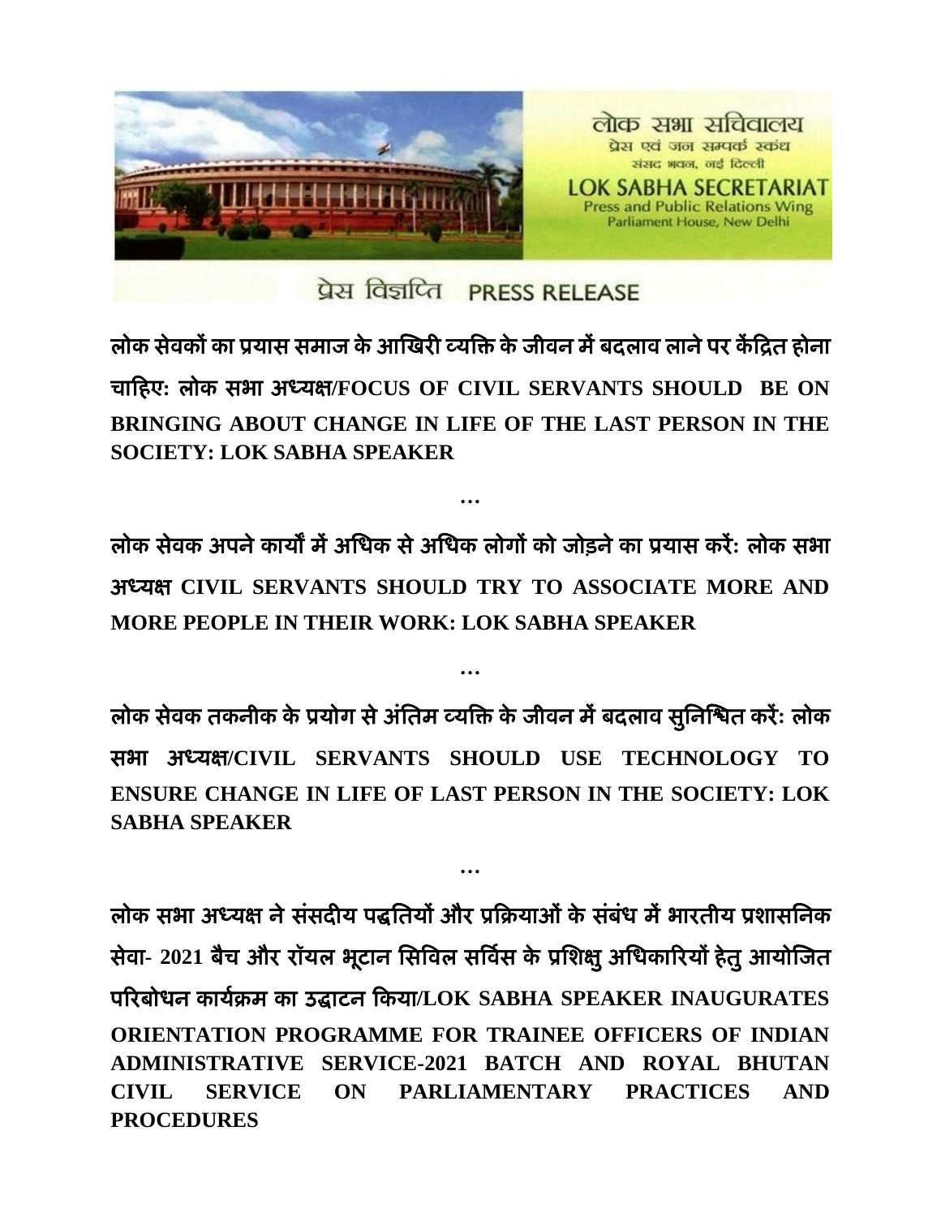लोक सभा सचिवालय
प्रेस एवं जन सम्पर्क स्कंध
संसद भवन, नई दिल्ली

LOK SABHA SECRETARIAT
Press and Public Relations Wing
Parliament House, New Delhi

प्रेस विज्ञप्ति PRESS RELEASE

**लोक सेवकों का प्रयास समाज के आखिरी व्यक्ति के जीवन में बदलाव लाने पर केंद्रित होना चाहिएः लोक सभा अध्यक्ष/FOCUS OF CIVIL SERVANTS SHOULD BE ON BRINGING ABOUT CHANGE IN LIFE OF THE LAST PERSON IN THE SOCIETY: LOK SABHA SPEAKER**

…

**लोक सेवक अपने कार्यों में अधिक से अधिक लोगों को जोड़ने का प्रयास करेंः लोक सभा अध्यक्ष CIVIL SERVANTS SHOULD TRY TO ASSOCIATE MORE AND MORE PEOPLE IN THEIR WORK: LOK SABHA SPEAKER**

…

**लोक सेवक तकनीक के प्रयोग से अंतिम व्यक्ति के जीवन में बदलाव सुनिश्चित करेंः लोक सभा अध्यक्ष/CIVIL SERVANTS SHOULD USE TECHNOLOGY TO ENSURE CHANGE IN LIFE OF LAST PERSON IN THE SOCIETY: LOK SABHA SPEAKER**

…

**लोक सभा अध्यक्ष ने संसदीय पद्धतियों और प्रक्रियाओं के संबंध में भारतीय प्रशासनिक सेवा- 2021 बैच और रॉयल भूटान सिविल सर्विस के प्रशिक्षु अधिकारियों हेतु आयोजित परिबोधन कार्यक्रम का उद्घाटन किया/LOK SABHA SPEAKER INAUGURATES ORIENTATION PROGRAMME FOR TRAINEE OFFICERS OF INDIAN ADMINISTRATIVE SERVICE-2021 BATCH AND ROYAL BHUTAN CIVIL SERVICE ON PARLIAMENTARY PRACTICES AND PROCEDURES**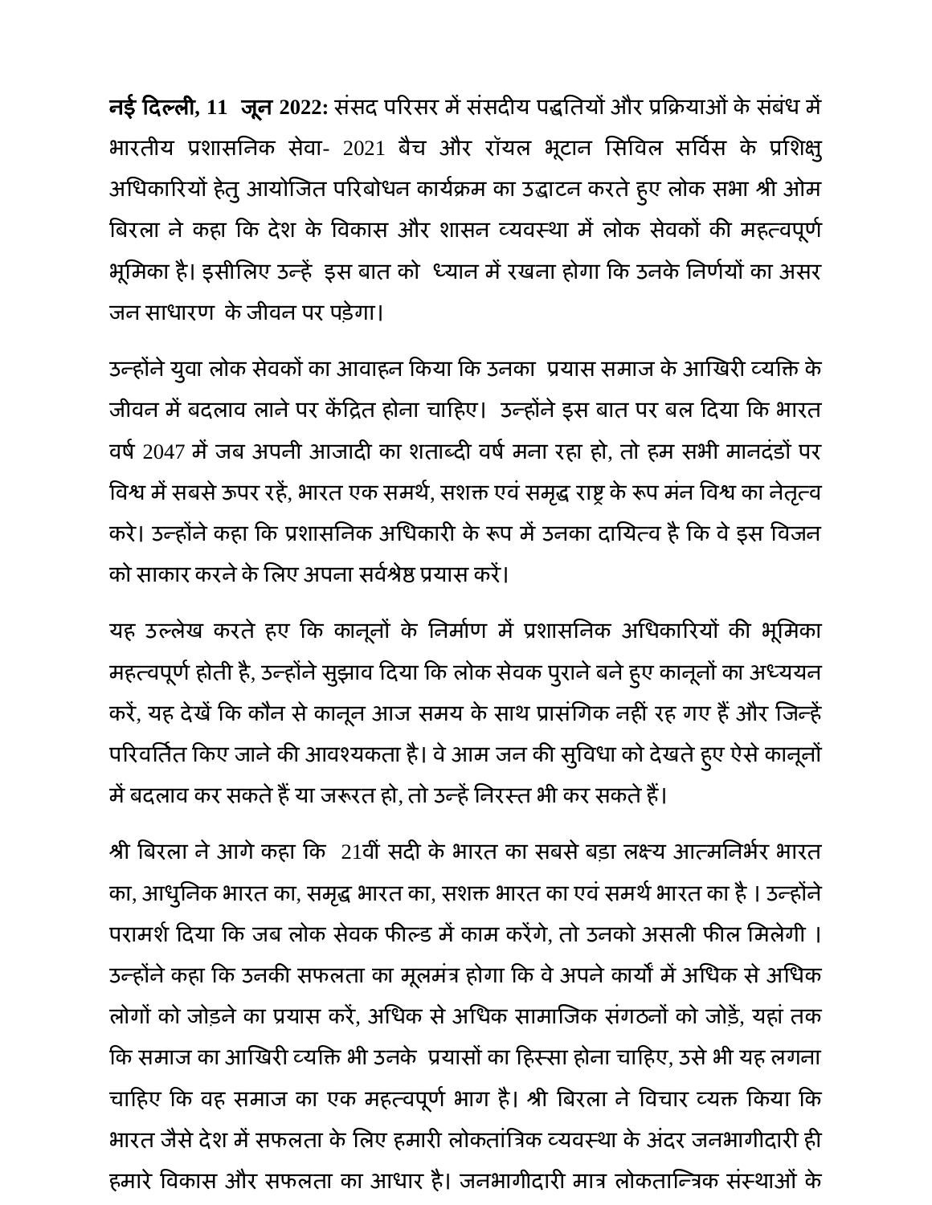**नई दिल्ली, 11 जून 2022:** संसद परिसर में संसदीय पद्धतियों और प्रक्रियाओं के संबंध में भारतीय प्रशासनिक सेवा- 2021 बैच और रॉयल भूटान सिविल सर्विस के प्रशिक्षु अधिकारियों हेतु आयोजित परिबोधन कार्यक्रम का उद्घाटन करते हुए लोक सभा श्री ओम बिरला ने कहा कि देश के विकास और शासन व्यवस्था में लोक सेवकों की महत्वपूर्ण भूमिका है। इसीलिए उन्हें इस बात को ध्यान में रखना होगा कि उनके निर्णयों का असर जन साधारण के जीवन पर पड़ेगा।

उन्होंने युवा लोक सेवकों का आवाहन किया कि उनका प्रयास समाज के आखिरी व्यक्ति के जीवन में बदलाव लाने पर केंद्रित होना चाहिए। उन्होंने इस बात पर बल दिया कि भारत वर्ष 2047 में जब अपनी आजादी का शताब्दी वर्ष मना रहा हो, तो हम सभी मानदंडों पर विश्व में सबसे ऊपर रहें, भारत एक समर्थ, सशक्त एवं समृद्ध राष्ट्र के रूप मंन विश्व का नेतृत्व करे। उन्होंने कहा कि प्रशासनिक अधिकारी के रूप में उनका दायित्व है कि वे इस विजन को साकार करने के लिए अपना सर्वश्रेष्ठ प्रयास करें।

यह उल्लेख करते हुए कि कानूनों के निर्माण में प्रशासनिक अधिकारियों की भूमिका महत्वपूर्ण होती है, उन्होंने सुझाव दिया कि लोक सेवक पुराने बने हुए कानूनों का अध्ययन करें, यह देखें कि कौन से कानून आज समय के साथ प्रासंगिक नहीं रह गए हैं और जिन्हें परिवर्तित किए जाने की आवश्यकता है। वे आम जन की सुविधा को देखते हुए ऐसे कानूनों में बदलाव कर सकते हैं या जरूरत हो, तो उन्हें निरस्त भी कर सकते हैं।

श्री बिरला ने आगे कहा कि 21वीं सदी के भारत का सबसे बड़ा लक्ष्य आत्मनिर्भर भारत का, आधुनिक भारत का, समृद्ध भारत का, सशक्त भारत का एवं समर्थ भारत का है । उन्होंने परामर्श दिया कि जब लोक सेवक फील्ड में काम करेंगे, तो उनको असली फील मिलेगी । उन्होंने कहा कि उनकी सफलता का मूलमंत्र होगा कि वे अपने कार्यों में अधिक से अधिक लोगों को जोड़ने का प्रयास करें, अधिक से अधिक सामाजिक संगठनों को जोड़ें, यहां तक कि समाज का आखिरी व्यक्ति भी उनके प्रयासों का हिस्सा होना चाहिए, उसे भी यह लगना चाहिए कि वह समाज का एक महत्वपूर्ण भाग है। श्री बिरला ने विचार व्यक्त किया कि भारत जैसे देश में सफलता के लिए हमारी लोकतांत्रिक व्यवस्था के अंदर जनभागीदारी ही हमारे विकास और सफलता का आधार है। जनभागीदारी मात्र लोकतान्त्रिक संस्थाओं के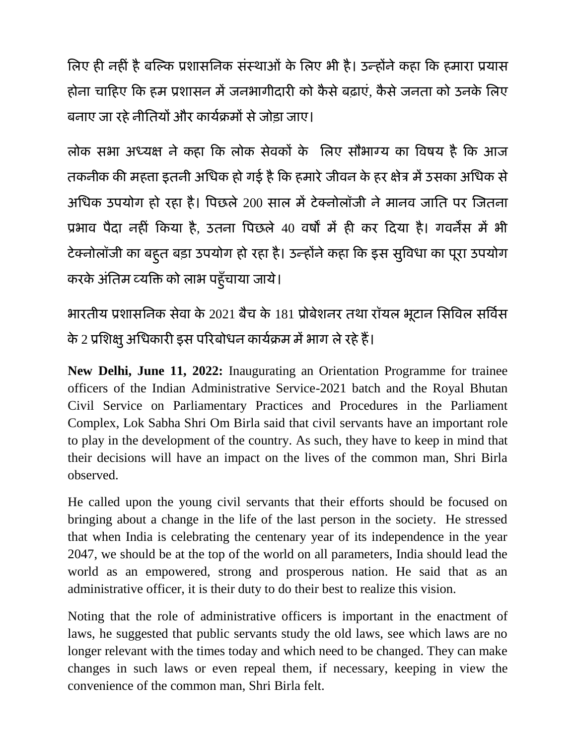लिए ही नहीं है बल्कि प्रशासनिक संस्थाओं के लिए भी है। उन्होंने कहा कि हमारा प्रयास होना चाहिए कि हम प्रशासन में जनभागीदारी को कैसे बढ़ाएं, कैसे जनता को उनके लिए बनाए जा रहे नीतियों और कार्यक्रमों से जोड़ा जाए।

लोक सभा अध्यक्ष ने कहा कि लोक सेवकों के लिए सौभाग्य का विषय है कि आज तकनीक की महत्ता इतनी अधिक हो गई है कि हमारे जीवन के हर क्षेत्र में उसका अधिक से अधिक उपयोग हो रहा है। पिछले 200 साल में टेक्नोलॉजी ने मानव जाति पर जितना प्रभाव पैदा नहीं किया है, उतना पिछले 40 वर्षों में ही कर दिया है। गवर्नेंस में भी टेक्नोलॉजी का बहुत बड़ा उपयोग हो रहा है। उन्होंने कहा कि इस सुविधा का पूरा उपयोग करके अंतिम व्यक्ति को लाभ पहुँचाया जाये।

भारतीय प्रशासनिक सेवा के 2021 बैच के 181 प्रोबेशनर तथा रॉयल भूटान सिविल सर्विस के 2 प्रशिक्षु अधिकारी इस परिबोधन कार्यक्रम में भाग ले रहे हैं।

**New Delhi, June 11, 2022:** Inaugurating an Orientation Programme for trainee officers of the Indian Administrative Service-2021 batch and the Royal Bhutan Civil Service on Parliamentary Practices and Procedures in the Parliament Complex, Lok Sabha Shri Om Birla said that civil servants have an important role to play in the development of the country. As such, they have to keep in mind that their decisions will have an impact on the lives of the common man, Shri Birla observed.

He called upon the young civil servants that their efforts should be focused on bringing about a change in the life of the last person in the society. He stressed that when India is celebrating the centenary year of its independence in the year 2047, we should be at the top of the world on all parameters, India should lead the world as an empowered, strong and prosperous nation. He said that as an administrative officer, it is their duty to do their best to realize this vision.

Noting that the role of administrative officers is important in the enactment of laws, he suggested that public servants study the old laws, see which laws are no longer relevant with the times today and which need to be changed. They can make changes in such laws or even repeal them, if necessary, keeping in view the convenience of the common man, Shri Birla felt.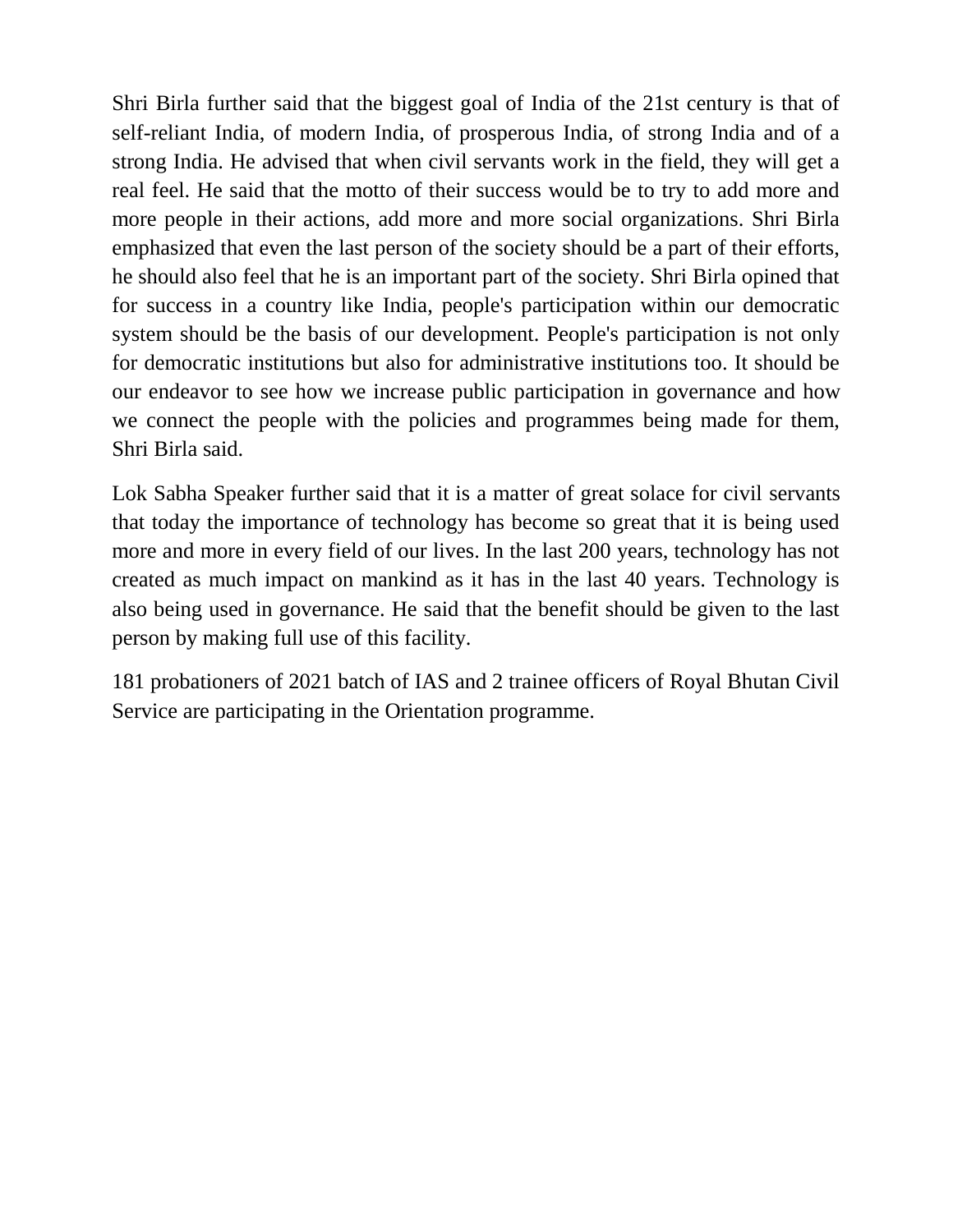Shri Birla further said that the biggest goal of India of the 21st century is that of self-reliant India, of modern India, of prosperous India, of strong India and of a strong India. He advised that when civil servants work in the field, they will get a real feel. He said that the motto of their success would be to try to add more and more people in their actions, add more and more social organizations. Shri Birla emphasized that even the last person of the society should be a part of their efforts, he should also feel that he is an important part of the society. Shri Birla opined that for success in a country like India, people's participation within our democratic system should be the basis of our development. People's participation is not only for democratic institutions but also for administrative institutions too. It should be our endeavor to see how we increase public participation in governance and how we connect the people with the policies and programmes being made for them, Shri Birla said.

Lok Sabha Speaker further said that it is a matter of great solace for civil servants that today the importance of technology has become so great that it is being used more and more in every field of our lives. In the last 200 years, technology has not created as much impact on mankind as it has in the last 40 years. Technology is also being used in governance. He said that the benefit should be given to the last person by making full use of this facility.

181 probationers of 2021 batch of IAS and 2 trainee officers of Royal Bhutan Civil Service are participating in the Orientation programme.